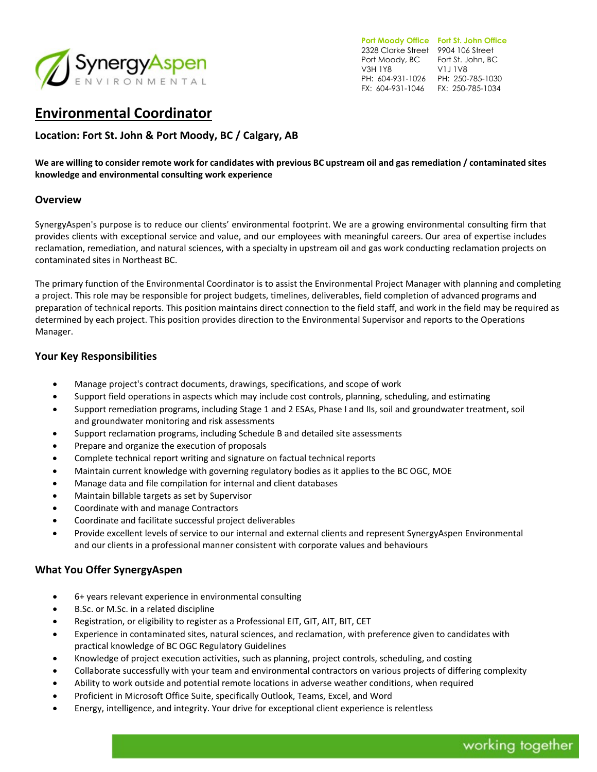SynergyAspen ENVIRONMENTAL

**Port Moody Office**
2328 Clarke Street
Port Moody, BC
V3H 1Y8
PH: 604-931-1026
FX: 604-931-1046

**Fort St. John Office**
9904 106 Street
Fort St. John, BC
V1J 1V8
PH: 250-785-1030
FX: 250-785-1034

# Environmental Coordinator

### Location: Fort St. John & Port Moody, BC / Calgary, AB

**We are willing to consider remote work for candidates with previous BC upstream oil and gas remediation / contaminated sites knowledge and environmental consulting work experience**

## Overview

SynergyAspen's purpose is to reduce our clients' environmental footprint. We are a growing environmental consulting firm that provides clients with exceptional service and value, and our employees with meaningful careers. Our area of expertise includes reclamation, remediation, and natural sciences, with a specialty in upstream oil and gas work conducting reclamation projects on contaminated sites in Northeast BC.

The primary function of the Environmental Coordinator is to assist the Environmental Project Manager with planning and completing a project. This role may be responsible for project budgets, timelines, deliverables, field completion of advanced programs and preparation of technical reports. This position maintains direct connection to the field staff, and work in the field may be required as determined by each project. This position provides direction to the Environmental Supervisor and reports to the Operations Manager.

## Your Key Responsibilities

- Manage project's contract documents, drawings, specifications, and scope of work
- Support field operations in aspects which may include cost controls, planning, scheduling, and estimating
- Support remediation programs, including Stage 1 and 2 ESAs, Phase I and IIs, soil and groundwater treatment, soil and groundwater monitoring and risk assessments
- Support reclamation programs, including Schedule B and detailed site assessments
- Prepare and organize the execution of proposals
- Complete technical report writing and signature on factual technical reports
- Maintain current knowledge with governing regulatory bodies as it applies to the BC OGC, MOE
- Manage data and file compilation for internal and client databases
- Maintain billable targets as set by Supervisor
- Coordinate with and manage Contractors
- Coordinate and facilitate successful project deliverables
- Provide excellent levels of service to our internal and external clients and represent SynergyAspen Environmental and our clients in a professional manner consistent with corporate values and behaviours

## What You Offer SynergyAspen

- 6+ years relevant experience in environmental consulting
- B.Sc. or M.Sc. in a related discipline
- Registration, or eligibility to register as a Professional EIT, GIT, AIT, BIT, CET
- Experience in contaminated sites, natural sciences, and reclamation, with preference given to candidates with practical knowledge of BC OGC Regulatory Guidelines
- Knowledge of project execution activities, such as planning, project controls, scheduling, and costing
- Collaborate successfully with your team and environmental contractors on various projects of differing complexity
- Ability to work outside and potential remote locations in adverse weather conditions, when required
- Proficient in Microsoft Office Suite, specifically Outlook, Teams, Excel, and Word
- Energy, intelligence, and integrity. Your drive for exceptional client experience is relentless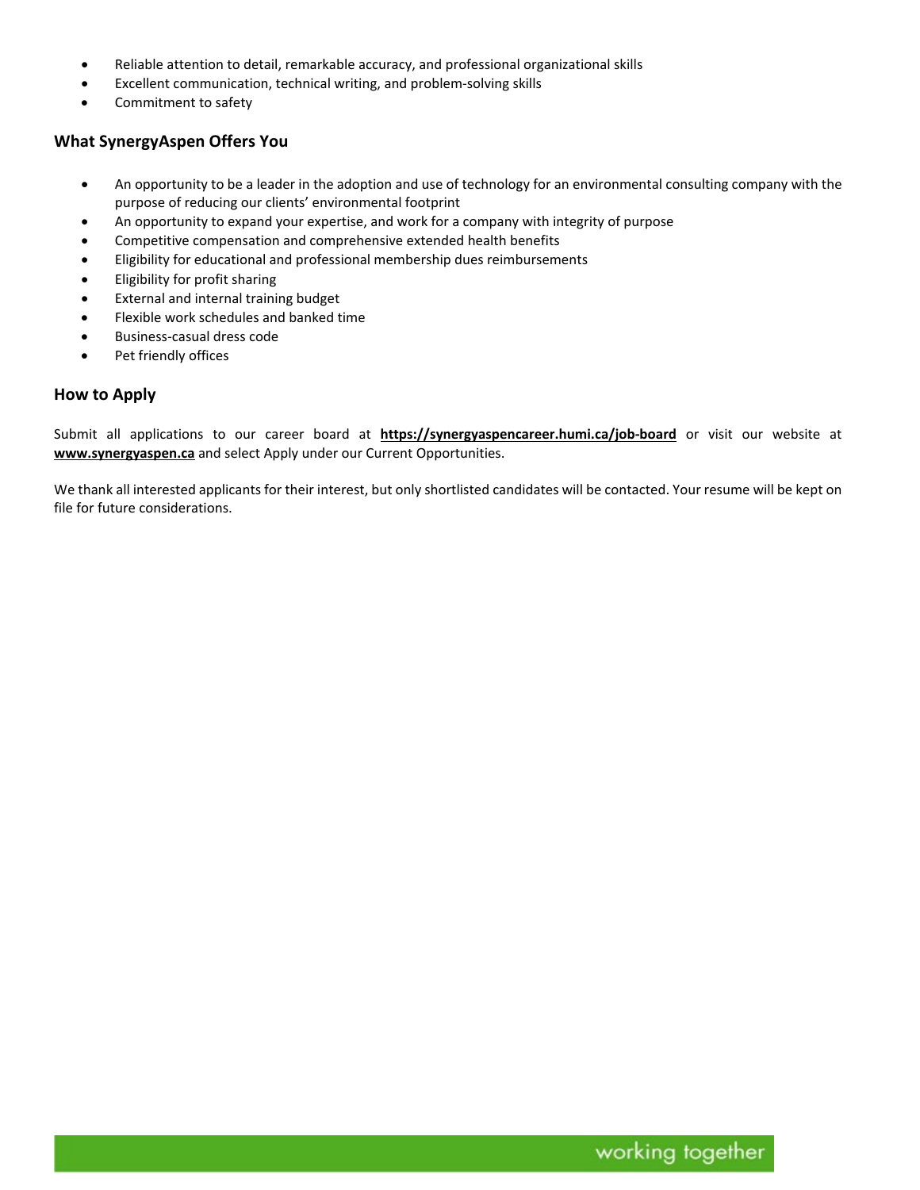- Reliable attention to detail, remarkable accuracy, and professional organizational skills
- Excellent communication, technical writing, and problem-solving skills
- Commitment to safety

## What SynergyAspen Offers You

- An opportunity to be a leader in the adoption and use of technology for an environmental consulting company with the purpose of reducing our clients' environmental footprint
- An opportunity to expand your expertise, and work for a company with integrity of purpose
- Competitive compensation and comprehensive extended health benefits
- Eligibility for educational and professional membership dues reimbursements
- Eligibility for profit sharing
- External and internal training budget
- Flexible work schedules and banked time
- Business-casual dress code
- Pet friendly offices

## How to Apply

Submit all applications to our career board at **https://synergyaspencareer.humi.ca/job-board** or visit our website at **www.synergyaspen.ca** and select Apply under our Current Opportunities.

We thank all interested applicants for their interest, but only shortlisted candidates will be contacted. Your resume will be kept on file for future considerations.

working together